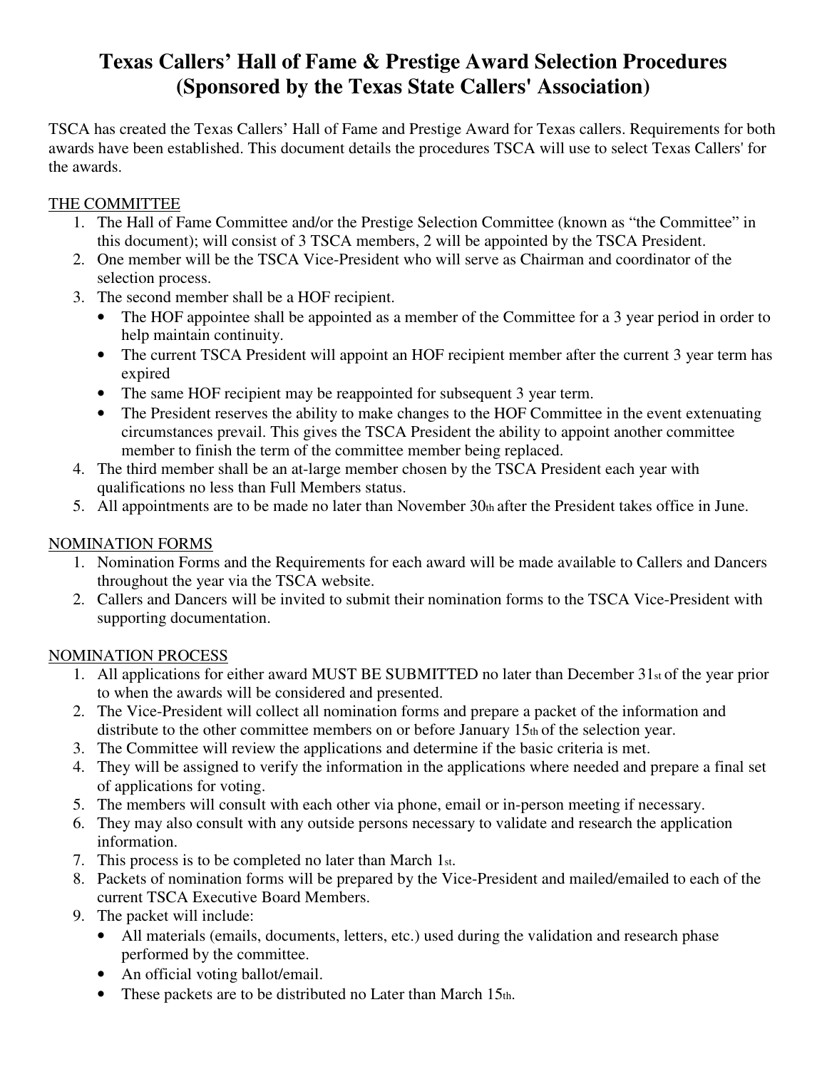# Texas Callers' Hall of Fame & Prestige Award Selection Procedures (Sponsored by the Texas State Callers' Association)

TSCA has created the Texas Callers' Hall of Fame and Prestige Award for Texas callers. Requirements for both awards have been established. This document details the procedures TSCA will use to select Texas Callers' for the awards.

## THE COMMITTEE

1. The Hall of Fame Committee and/or the Prestige Selection Committee (known as "the Committee" in this document); will consist of 3 TSCA members, 2 will be appointed by the TSCA President.
2. One member will be the TSCA Vice-President who will serve as Chairman and coordinator of the selection process.
3. The second member shall be a HOF recipient.
   - The HOF appointee shall be appointed as a member of the Committee for a 3 year period in order to help maintain continuity.
   - The current TSCA President will appoint an HOF recipient member after the current 3 year term has expired
   - The same HOF recipient may be reappointed for subsequent 3 year term.
   - The President reserves the ability to make changes to the HOF Committee in the event extenuating circumstances prevail. This gives the TSCA President the ability to appoint another committee member to finish the term of the committee member being replaced.
4. The third member shall be an at-large member chosen by the TSCA President each year with qualifications no less than Full Members status.
5. All appointments are to be made no later than November 30th after the President takes office in June.

## NOMINATION FORMS

1. Nomination Forms and the Requirements for each award will be made available to Callers and Dancers throughout the year via the TSCA website.
2. Callers and Dancers will be invited to submit their nomination forms to the TSCA Vice-President with supporting documentation.

## NOMINATION PROCESS

1. All applications for either award MUST BE SUBMITTED no later than December 31st of the year prior to when the awards will be considered and presented.
2. The Vice-President will collect all nomination forms and prepare a packet of the information and distribute to the other committee members on or before January 15th of the selection year.
3. The Committee will review the applications and determine if the basic criteria is met.
4. They will be assigned to verify the information in the applications where needed and prepare a final set of applications for voting.
5. The members will consult with each other via phone, email or in-person meeting if necessary.
6. They may also consult with any outside persons necessary to validate and research the application information.
7. This process is to be completed no later than March 1st.
8. Packets of nomination forms will be prepared by the Vice-President and mailed/emailed to each of the current TSCA Executive Board Members.
9. The packet will include:
   - All materials (emails, documents, letters, etc.) used during the validation and research phase performed by the committee.
   - An official voting ballot/email.
   - These packets are to be distributed no Later than March 15th.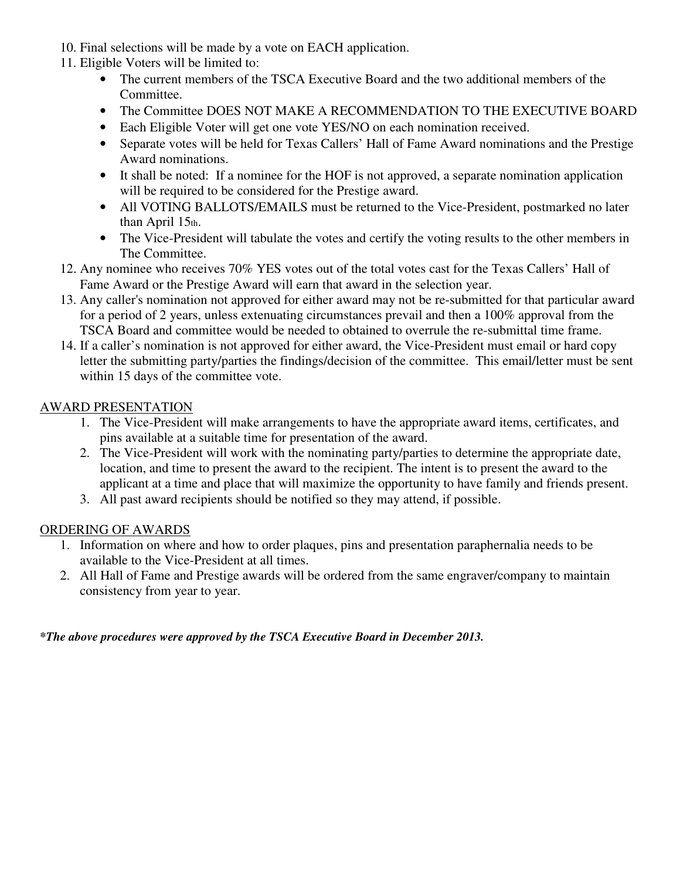10. Final selections will be made by a vote on EACH application.
11. Eligible Voters will be limited to:
    - The current members of the TSCA Executive Board and the two additional members of the Committee.
    - The Committee DOES NOT MAKE A RECOMMENDATION TO THE EXECUTIVE BOARD
    - Each Eligible Voter will get one vote YES/NO on each nomination received.
    - Separate votes will be held for Texas Callers' Hall of Fame Award nominations and the Prestige Award nominations.
    - It shall be noted: If a nominee for the HOF is not approved, a separate nomination application will be required to be considered for the Prestige award.
    - All VOTING BALLOTS/EMAILS must be returned to the Vice-President, postmarked no later than April 15th.
    - The Vice-President will tabulate the votes and certify the voting results to the other members in The Committee.
12. Any nominee who receives 70% YES votes out of the total votes cast for the Texas Callers' Hall of Fame Award or the Prestige Award will earn that award in the selection year.
13. Any caller's nomination not approved for either award may not be re-submitted for that particular award for a period of 2 years, unless extenuating circumstances prevail and then a 100% approval from the TSCA Board and committee would be needed to obtained to overrule the re-submittal time frame.
14. If a caller's nomination is not approved for either award, the Vice-President must email or hard copy letter the submitting party/parties the findings/decision of the committee. This email/letter must be sent within 15 days of the committee vote.

<u>AWARD PRESENTATION</u>

1. The Vice-President will make arrangements to have the appropriate award items, certificates, and pins available at a suitable time for presentation of the award.
2. The Vice-President will work with the nominating party/parties to determine the appropriate date, location, and time to present the award to the recipient. The intent is to present the award to the applicant at a time and place that will maximize the opportunity to have family and friends present.
3. All past award recipients should be notified so they may attend, if possible.

<u>ORDERING OF AWARDS</u>

1. Information on where and how to order plaques, pins and presentation paraphernalia needs to be available to the Vice-President at all times.
2. All Hall of Fame and Prestige awards will be ordered from the same engraver/company to maintain consistency from year to year.

***The above procedures were approved by the TSCA Executive Board in December 2013.***